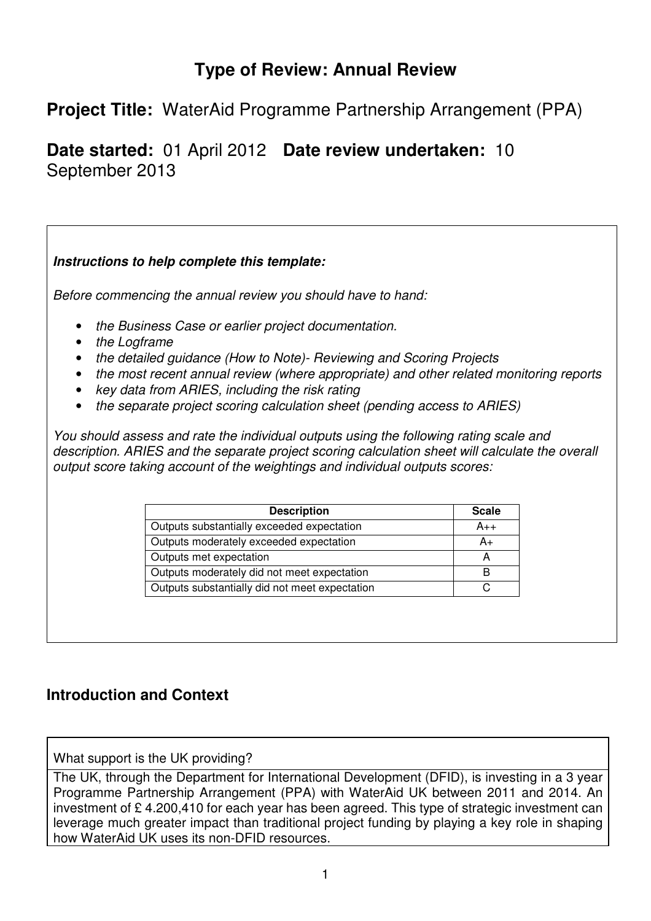# Type of Review: Annual Review

## Project Title: WaterAid Programme Partnership Arrangement (PPA)

## Date started: 01 April 2012 Date review undertaken: 10 September 2013

***Instructions to help complete this template:***

*Before commencing the annual review you should have to hand:*

- *the Business Case or earlier project documentation.*
- *the Logframe*
- *the detailed guidance (How to Note)- Reviewing and Scoring Projects*
- *the most recent annual review (where appropriate) and other related monitoring reports*
- *key data from ARIES, including the risk rating*
- *the separate project scoring calculation sheet (pending access to ARIES)*

*You should assess and rate the individual outputs using the following rating scale and description. ARIES and the separate project scoring calculation sheet will calculate the overall output score taking account of the weightings and individual outputs scores:*

| Description | Scale |
|---|---|
| Outputs substantially exceeded expectation | A++ |
| Outputs moderately exceeded expectation | A+ |
| Outputs met expectation | A |
| Outputs moderately did not meet expectation | B |
| Outputs substantially did not meet expectation | C |

## Introduction and Context

| What support is the UK providing? |
|---|
| The UK, through the Department for International Development (DFID), is investing in a 3 year Programme Partnership Arrangement (PPA) with WaterAid UK between 2011 and 2014. An investment of £ 4.200,410 for each year has been agreed. This type of strategic investment can leverage much greater impact than traditional project funding by playing a key role in shaping how WaterAid UK uses its non-DFID resources. |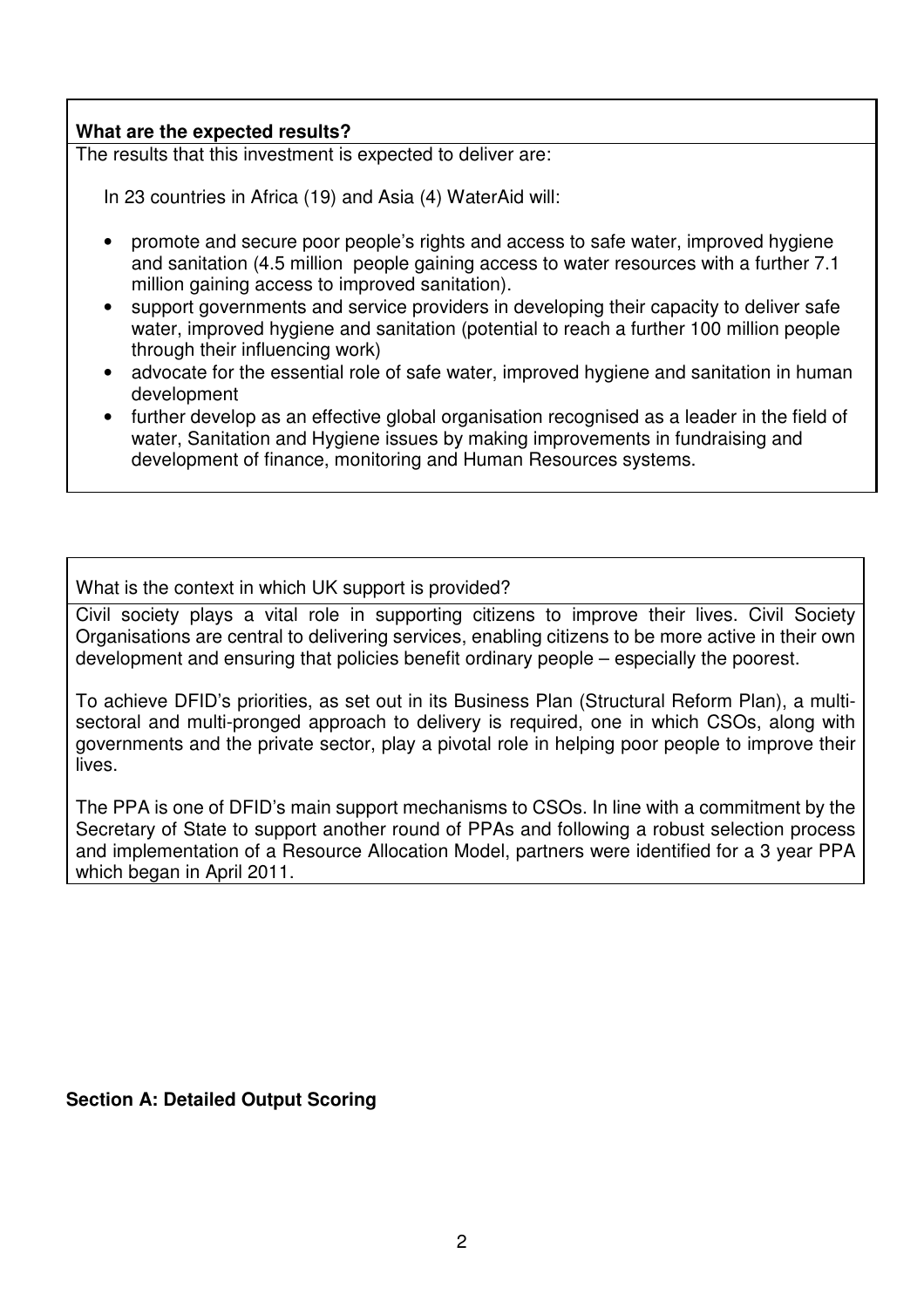**What are the expected results?**

The results that this investment is expected to deliver are:

In 23 countries in Africa (19) and Asia (4) WaterAid will:

- promote and secure poor people's rights and access to safe water, improved hygiene and sanitation (4.5 million people gaining access to water resources with a further 7.1 million gaining access to improved sanitation).
- support governments and service providers in developing their capacity to deliver safe water, improved hygiene and sanitation (potential to reach a further 100 million people through their influencing work)
- advocate for the essential role of safe water, improved hygiene and sanitation in human development
- further develop as an effective global organisation recognised as a leader in the field of water, Sanitation and Hygiene issues by making improvements in fundraising and development of finance, monitoring and Human Resources systems.

What is the context in which UK support is provided?

Civil society plays a vital role in supporting citizens to improve their lives. Civil Society Organisations are central to delivering services, enabling citizens to be more active in their own development and ensuring that policies benefit ordinary people – especially the poorest.

To achieve DFID's priorities, as set out in its Business Plan (Structural Reform Plan), a multi-sectoral and multi-pronged approach to delivery is required, one in which CSOs, along with governments and the private sector, play a pivotal role in helping poor people to improve their lives.

The PPA is one of DFID's main support mechanisms to CSOs. In line with a commitment by the Secretary of State to support another round of PPAs and following a robust selection process and implementation of a Resource Allocation Model, partners were identified for a 3 year PPA which began in April 2011.

**Section A: Detailed Output Scoring**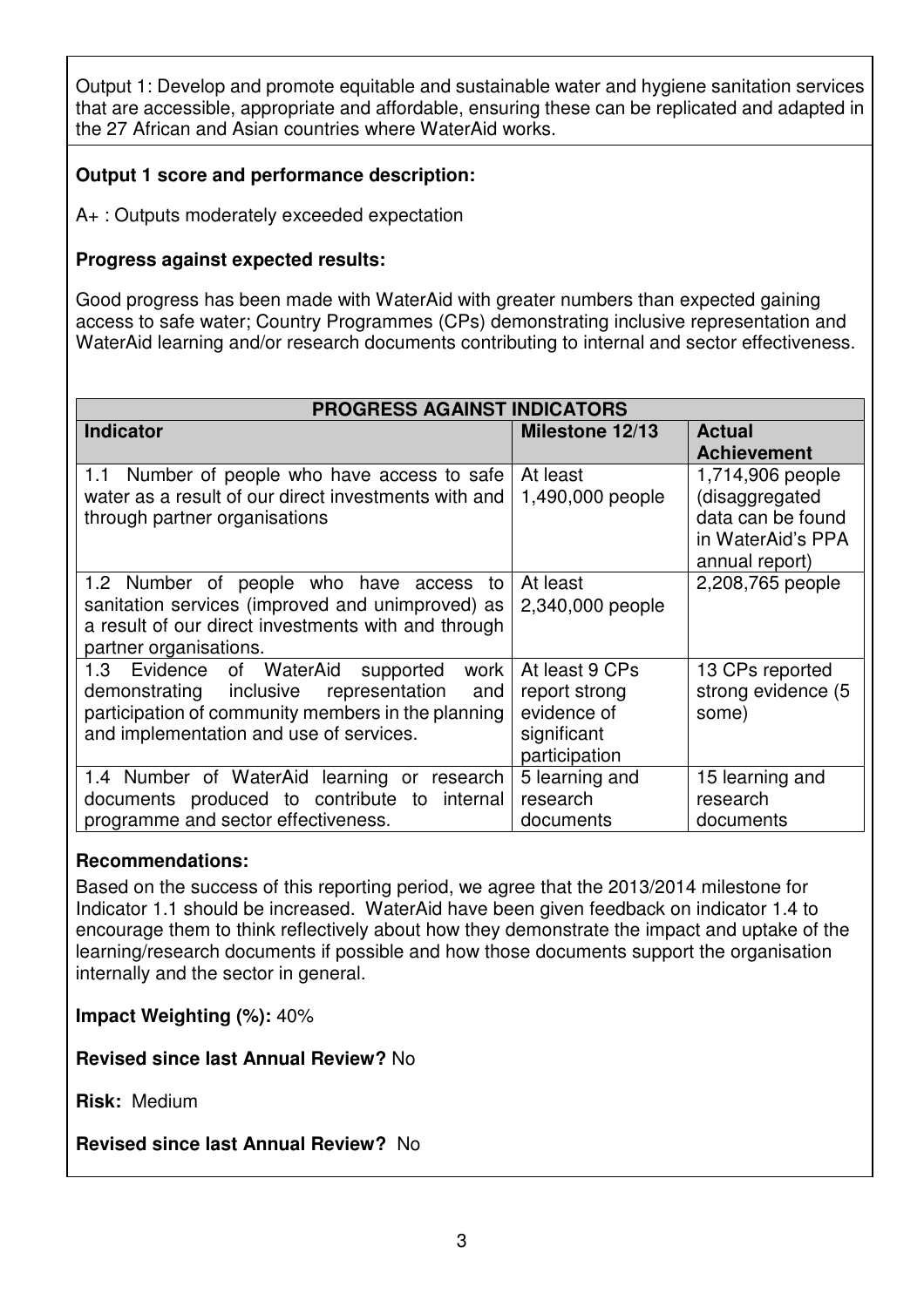Output 1: Develop and promote equitable and sustainable water and hygiene sanitation services that are accessible, appropriate and affordable, ensuring these can be replicated and adapted in the 27 African and Asian countries where WaterAid works.

**Output 1 score and performance description:**

A+ : Outputs moderately exceeded expectation

**Progress against expected results:**

Good progress has been made with WaterAid with greater numbers than expected gaining access to safe water; Country Programmes (CPs) demonstrating inclusive representation and WaterAid learning and/or research documents contributing to internal and sector effectiveness.

| PROGRESS AGAINST INDICATORS | | |
|---|---|---|
| **Indicator** | **Milestone 12/13** | **Actual Achievement** |
| 1.1 Number of people who have access to safe water as a result of our direct investments with and through partner organisations | At least 1,490,000 people | 1,714,906 people (disaggregated data can be found in WaterAid's PPA annual report) |
| 1.2 Number of people who have access to sanitation services (improved and unimproved) as a result of our direct investments with and through partner organisations. | At least 2,340,000 people | 2,208,765 people |
| 1.3 Evidence of WaterAid supported work demonstrating inclusive representation and participation of community members in the planning and implementation and use of services. | At least 9 CPs report strong evidence of significant participation | 13 CPs reported strong evidence (5 some) |
| 1.4 Number of WaterAid learning or research documents produced to contribute to internal programme and sector effectiveness. | 5 learning and research documents | 15 learning and research documents |

**Recommendations:**

Based on the success of this reporting period, we agree that the 2013/2014 milestone for Indicator 1.1 should be increased. WaterAid have been given feedback on indicator 1.4 to encourage them to think reflectively about how they demonstrate the impact and uptake of the learning/research documents if possible and how those documents support the organisation internally and the sector in general.

**Impact Weighting (%):** 40%

**Revised since last Annual Review?** No

**Risk:** Medium

**Revised since last Annual Review?** No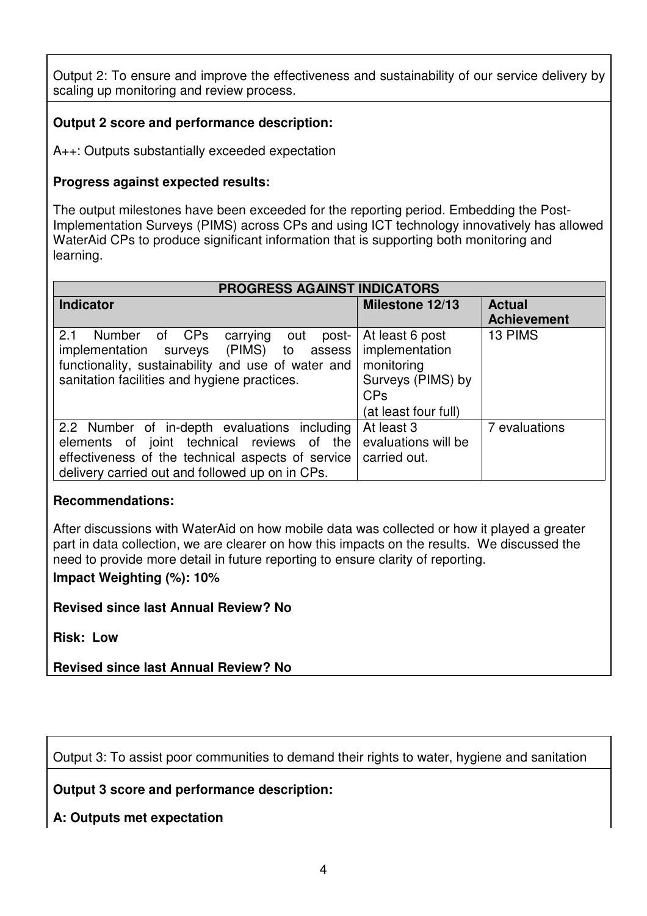Output 2: To ensure and improve the effectiveness and sustainability of our service delivery by scaling up monitoring and review process.

**Output 2 score and performance description:**

A++: Outputs substantially exceeded expectation

**Progress against expected results:**

The output milestones have been exceeded for the reporting period. Embedding the Post-Implementation Surveys (PIMS) across CPs and using ICT technology innovatively has allowed WaterAid CPs to produce significant information that is supporting both monitoring and learning.

| PROGRESS AGAINST INDICATORS | | |
|---|---|---|
| **Indicator** | **Milestone 12/13** | **Actual Achievement** |
| 2.1 Number of CPs carrying out post-implementation surveys (PIMS) to assess functionality, sustainability and use of water and sanitation facilities and hygiene practices. | At least 6 post implementation monitoring Surveys (PIMS) by CPs (at least four full) | 13 PIMS |
| 2.2 Number of in-depth evaluations including elements of joint technical reviews of the effectiveness of the technical aspects of service delivery carried out and followed up on in CPs. | At least 3 evaluations will be carried out. | 7 evaluations |

**Recommendations:**

After discussions with WaterAid on how mobile data was collected or how it played a greater part in data collection, we are clearer on how this impacts on the results. We discussed the need to provide more detail in future reporting to ensure clarity of reporting.

**Impact Weighting (%): 10%**

**Revised since last Annual Review? No**

**Risk: Low**

**Revised since last Annual Review? No**

Output 3: To assist poor communities to demand their rights to water, hygiene and sanitation

**Output 3 score and performance description:**

**A: Outputs met expectation**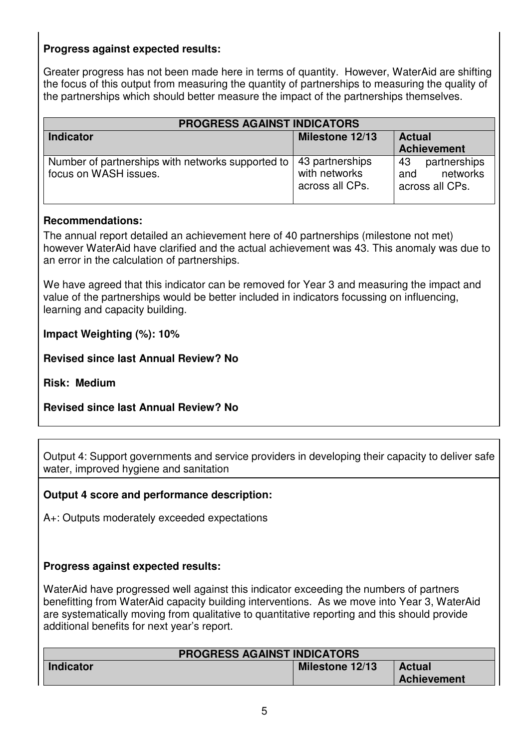**Progress against expected results:**

Greater progress has not been made here in terms of quantity. However, WaterAid are shifting the focus of this output from measuring the quantity of partnerships to measuring the quality of the partnerships which should better measure the impact of the partnerships themselves.

| PROGRESS AGAINST INDICATORS | | |
|---|---|---|
| **Indicator** | **Milestone 12/13** | **Actual Achievement** |
| Number of partnerships with networks supported to focus on WASH issues. | 43 partnerships with networks across all CPs. | 43 partnerships and networks across all CPs. |

**Recommendations:**

The annual report detailed an achievement here of 40 partnerships (milestone not met) however WaterAid have clarified and the actual achievement was 43. This anomaly was due to an error in the calculation of partnerships.

We have agreed that this indicator can be removed for Year 3 and measuring the impact and value of the partnerships would be better included in indicators focussing on influencing, learning and capacity building.

**Impact Weighting (%): 10%**

**Revised since last Annual Review? No**

**Risk: Medium**

**Revised since last Annual Review? No**

Output 4: Support governments and service providers in developing their capacity to deliver safe water, improved hygiene and sanitation

**Output 4 score and performance description:**

A+: Outputs moderately exceeded expectations

**Progress against expected results:**

WaterAid have progressed well against this indicator exceeding the numbers of partners benefitting from WaterAid capacity building interventions. As we move into Year 3, WaterAid are systematically moving from qualitative to quantitative reporting and this should provide additional benefits for next year's report.

| PROGRESS AGAINST INDICATORS | | |
|---|---|---|
| **Indicator** | **Milestone 12/13** | **Actual Achievement** |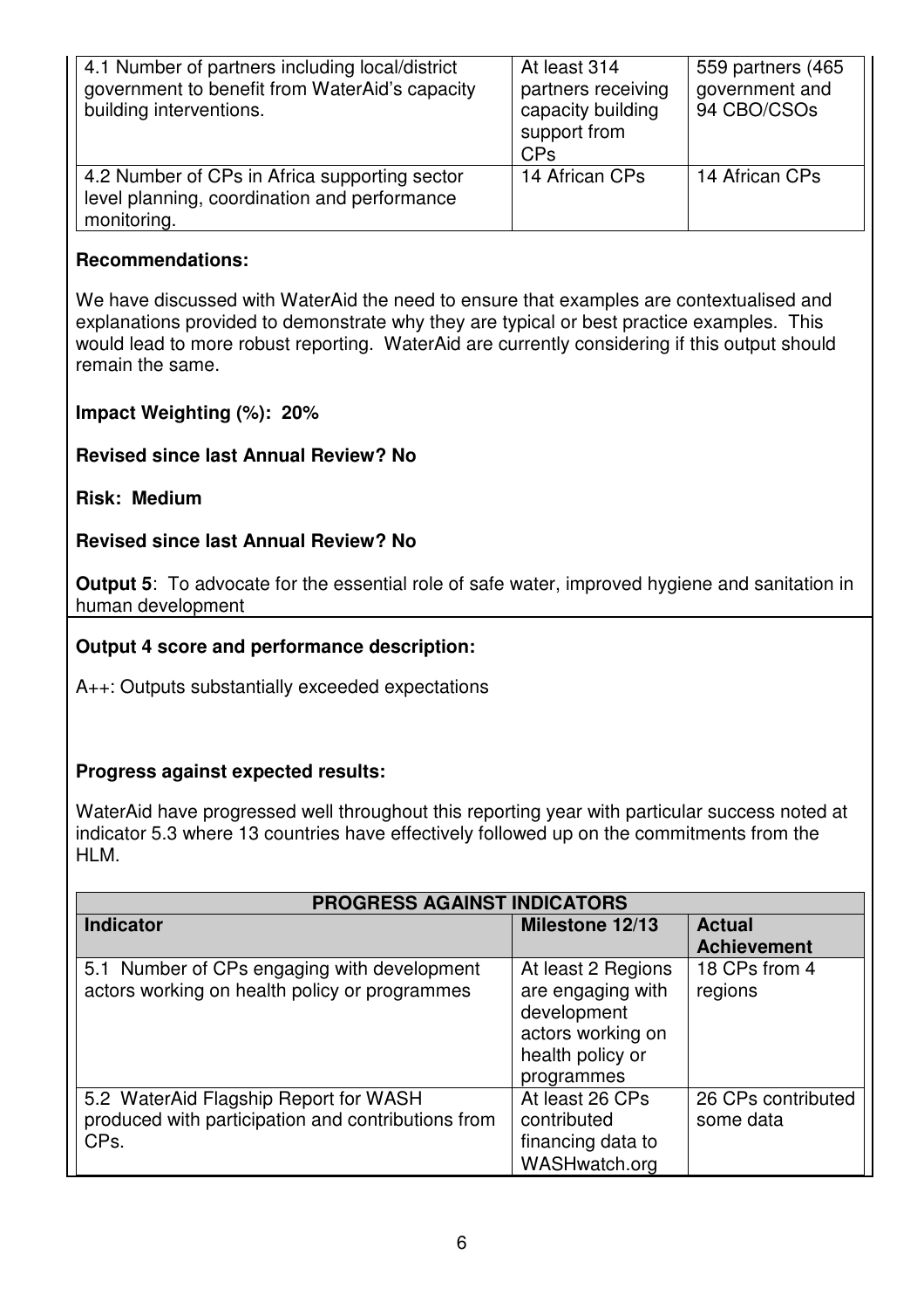| | | |
|---|---|---|
| 4.1 Number of partners including local/district government to benefit from WaterAid's capacity building interventions. | At least 314 partners receiving capacity building support from CPs | 559 partners (465 government and 94 CBO/CSOs |
| 4.2 Number of CPs in Africa supporting sector level planning, coordination and performance monitoring. | 14 African CPs | 14 African CPs |

**Recommendations:**

We have discussed with WaterAid the need to ensure that examples are contextualised and explanations provided to demonstrate why they are typical or best practice examples. This would lead to more robust reporting. WaterAid are currently considering if this output should remain the same.

**Impact Weighting (%): 20%**

**Revised since last Annual Review? No**

**Risk: Medium**

**Revised since last Annual Review? No**

**Output 5**: To advocate for the essential role of safe water, improved hygiene and sanitation in human development

**Output 4 score and performance description:**

A++: Outputs substantially exceeded expectations

**Progress against expected results:**

WaterAid have progressed well throughout this reporting year with particular success noted at indicator 5.3 where 13 countries have effectively followed up on the commitments from the HLM.

| PROGRESS AGAINST INDICATORS | | |
|---|---|---|
| **Indicator** | **Milestone 12/13** | **Actual Achievement** |
| 5.1 Number of CPs engaging with development actors working on health policy or programmes | At least 2 Regions are engaging with development actors working on health policy or programmes | 18 CPs from 4 regions |
| 5.2 WaterAid Flagship Report for WASH produced with participation and contributions from CPs. | At least 26 CPs contributed financing data to WASHwatch.org | 26 CPs contributed some data |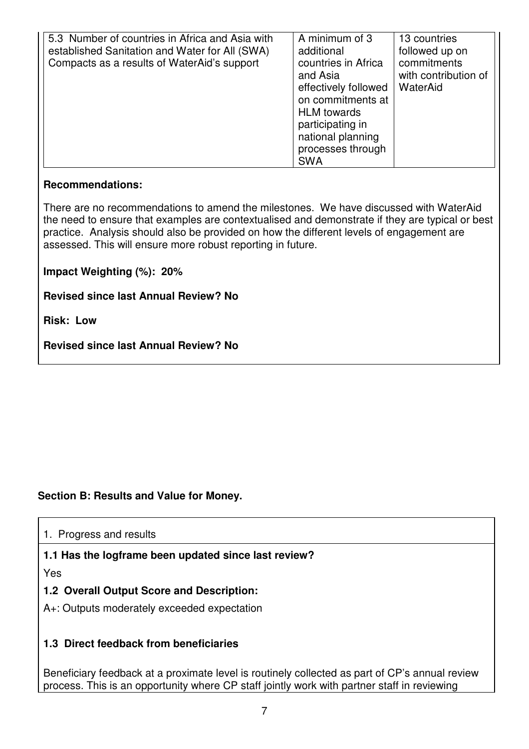| 5.3 Number of countries in Africa and Asia with established Sanitation and Water for All (SWA) Compacts as a results of WaterAid's support | A minimum of 3 additional countries in Africa and Asia effectively followed on commitments at HLM towards participating in national planning processes through SWA | 13 countries followed up on commitments with contribution of WaterAid |
|---|---|---|

**Recommendations:**

There are no recommendations to amend the milestones. We have discussed with WaterAid the need to ensure that examples are contextualised and demonstrate if they are typical or best practice. Analysis should also be provided on how the different levels of engagement are assessed. This will ensure more robust reporting in future.

**Impact Weighting (%): 20%**

**Revised since last Annual Review? No**

**Risk: Low**

**Revised since last Annual Review? No**

## Section B: Results and Value for Money.

1. Progress and results

**1.1 Has the logframe been updated since last review?**

Yes

**1.2 Overall Output Score and Description:**

A+: Outputs moderately exceeded expectation

**1.3 Direct feedback from beneficiaries**

Beneficiary feedback at a proximate level is routinely collected as part of CP's annual review process. This is an opportunity where CP staff jointly work with partner staff in reviewing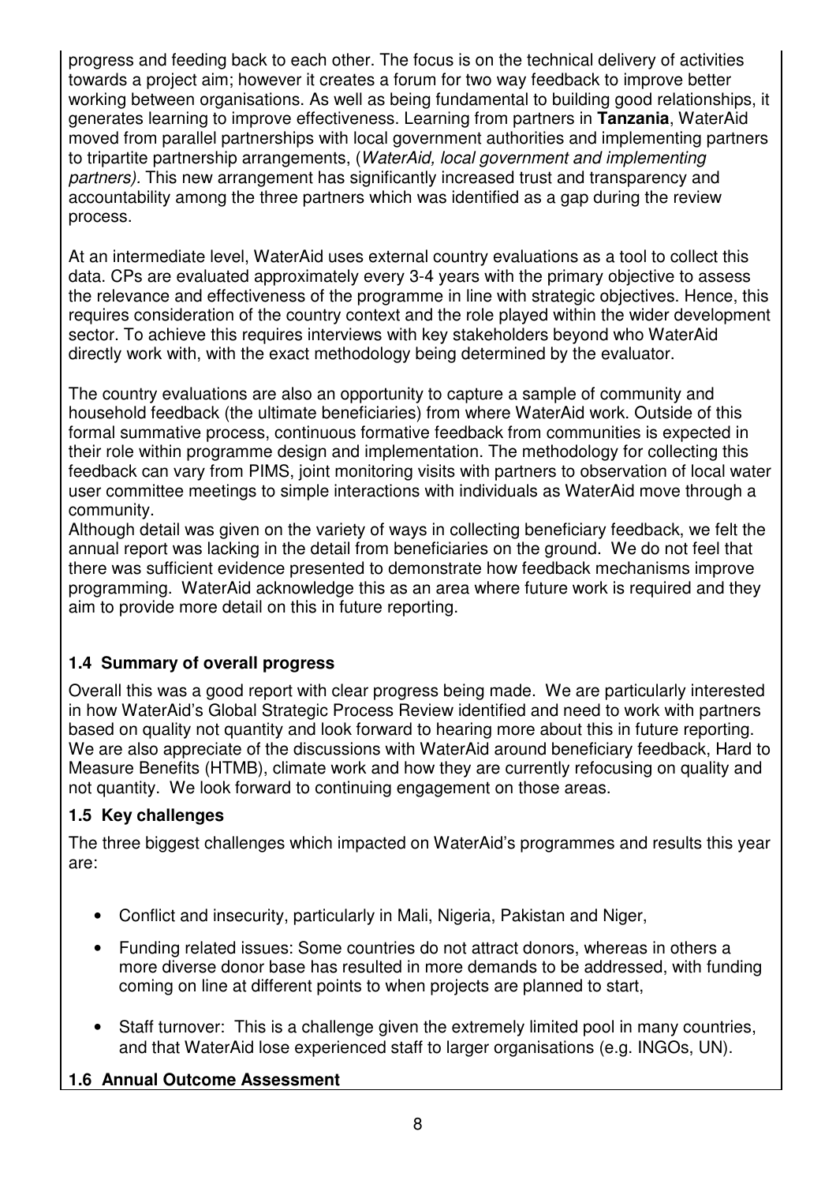progress and feeding back to each other. The focus is on the technical delivery of activities towards a project aim; however it creates a forum for two way feedback to improve better working between organisations. As well as being fundamental to building good relationships, it generates learning to improve effectiveness. Learning from partners in **Tanzania**, WaterAid moved from parallel partnerships with local government authorities and implementing partners to tripartite partnership arrangements, (*WaterAid, local government and implementing partners).* This new arrangement has significantly increased trust and transparency and accountability among the three partners which was identified as a gap during the review process.

At an intermediate level, WaterAid uses external country evaluations as a tool to collect this data. CPs are evaluated approximately every 3-4 years with the primary objective to assess the relevance and effectiveness of the programme in line with strategic objectives. Hence, this requires consideration of the country context and the role played within the wider development sector. To achieve this requires interviews with key stakeholders beyond who WaterAid directly work with, with the exact methodology being determined by the evaluator.

The country evaluations are also an opportunity to capture a sample of community and household feedback (the ultimate beneficiaries) from where WaterAid work. Outside of this formal summative process, continuous formative feedback from communities is expected in their role within programme design and implementation. The methodology for collecting this feedback can vary from PIMS, joint monitoring visits with partners to observation of local water user committee meetings to simple interactions with individuals as WaterAid move through a community.
Although detail was given on the variety of ways in collecting beneficiary feedback, we felt the annual report was lacking in the detail from beneficiaries on the ground. We do not feel that there was sufficient evidence presented to demonstrate how feedback mechanisms improve programming. WaterAid acknowledge this as an area where future work is required and they aim to provide more detail on this in future reporting.

### 1.4 Summary of overall progress

Overall this was a good report with clear progress being made. We are particularly interested in how WaterAid's Global Strategic Process Review identified and need to work with partners based on quality not quantity and look forward to hearing more about this in future reporting. We are also appreciate of the discussions with WaterAid around beneficiary feedback, Hard to Measure Benefits (HTMB), climate work and how they are currently refocusing on quality and not quantity. We look forward to continuing engagement on those areas.

### 1.5 Key challenges

The three biggest challenges which impacted on WaterAid's programmes and results this year are:

- Conflict and insecurity, particularly in Mali, Nigeria, Pakistan and Niger,
- Funding related issues: Some countries do not attract donors, whereas in others a more diverse donor base has resulted in more demands to be addressed, with funding coming on line at different points to when projects are planned to start,
- Staff turnover: This is a challenge given the extremely limited pool in many countries, and that WaterAid lose experienced staff to larger organisations (e.g. INGOs, UN).

### 1.6 Annual Outcome Assessment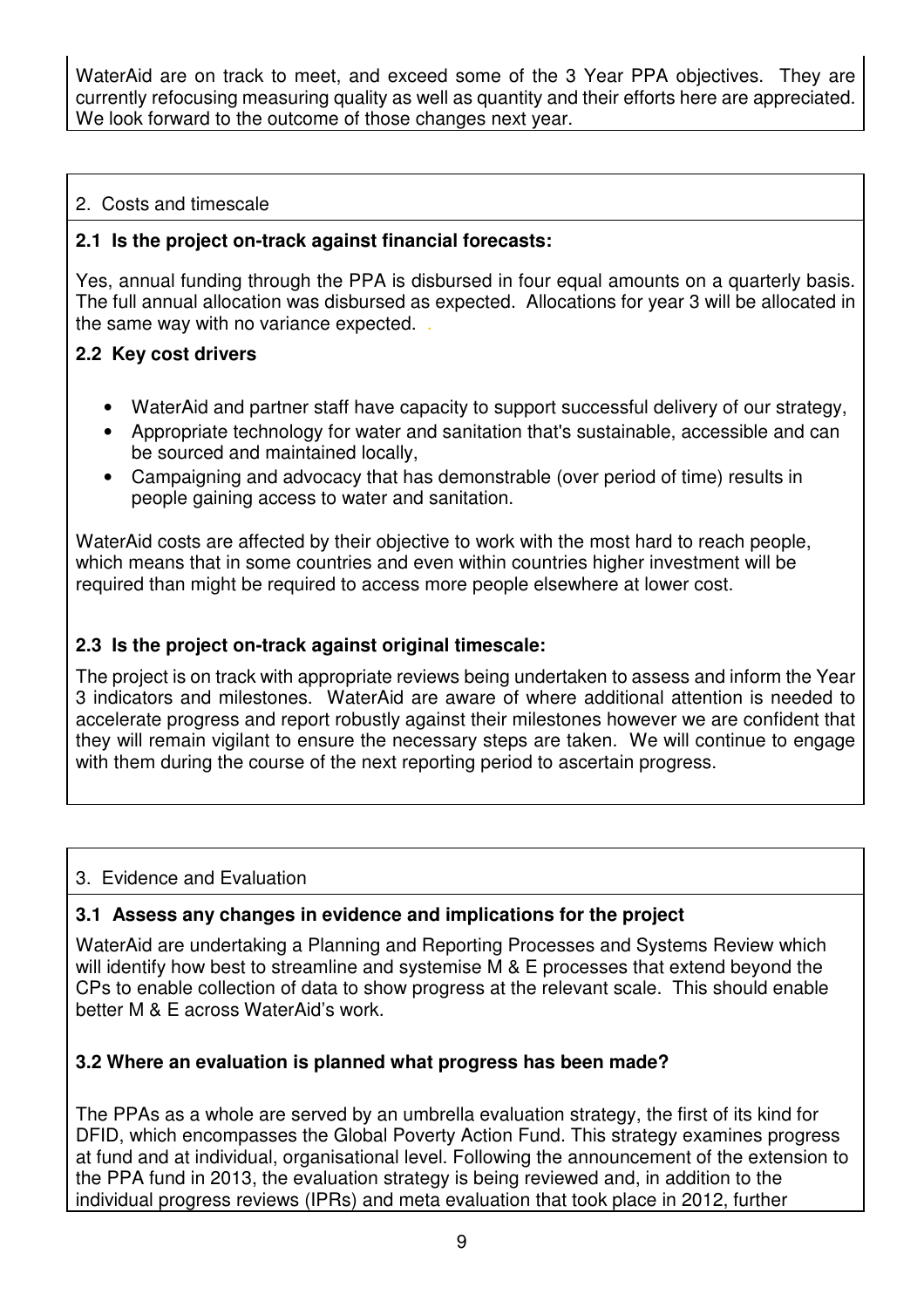WaterAid are on track to meet, and exceed some of the 3 Year PPA objectives. They are currently refocusing measuring quality as well as quantity and their efforts here are appreciated. We look forward to the outcome of those changes next year.

## 2. Costs and timescale

**2.1 Is the project on-track against financial forecasts:**

Yes, annual funding through the PPA is disbursed in four equal amounts on a quarterly basis. The full annual allocation was disbursed as expected. Allocations for year 3 will be allocated in the same way with no variance expected. .

**2.2 Key cost drivers**

- WaterAid and partner staff have capacity to support successful delivery of our strategy,
- Appropriate technology for water and sanitation that's sustainable, accessible and can be sourced and maintained locally,
- Campaigning and advocacy that has demonstrable (over period of time) results in people gaining access to water and sanitation.

WaterAid costs are affected by their objective to work with the most hard to reach people, which means that in some countries and even within countries higher investment will be required than might be required to access more people elsewhere at lower cost.

**2.3 Is the project on-track against original timescale:**

The project is on track with appropriate reviews being undertaken to assess and inform the Year 3 indicators and milestones. WaterAid are aware of where additional attention is needed to accelerate progress and report robustly against their milestones however we are confident that they will remain vigilant to ensure the necessary steps are taken. We will continue to engage with them during the course of the next reporting period to ascertain progress.

## 3. Evidence and Evaluation

**3.1 Assess any changes in evidence and implications for the project**

WaterAid are undertaking a Planning and Reporting Processes and Systems Review which will identify how best to streamline and systemise M & E processes that extend beyond the CPs to enable collection of data to show progress at the relevant scale. This should enable better M & E across WaterAid's work.

**3.2 Where an evaluation is planned what progress has been made?**

The PPAs as a whole are served by an umbrella evaluation strategy, the first of its kind for DFID, which encompasses the Global Poverty Action Fund. This strategy examines progress at fund and at individual, organisational level. Following the announcement of the extension to the PPA fund in 2013, the evaluation strategy is being reviewed and, in addition to the individual progress reviews (IPRs) and meta evaluation that took place in 2012, further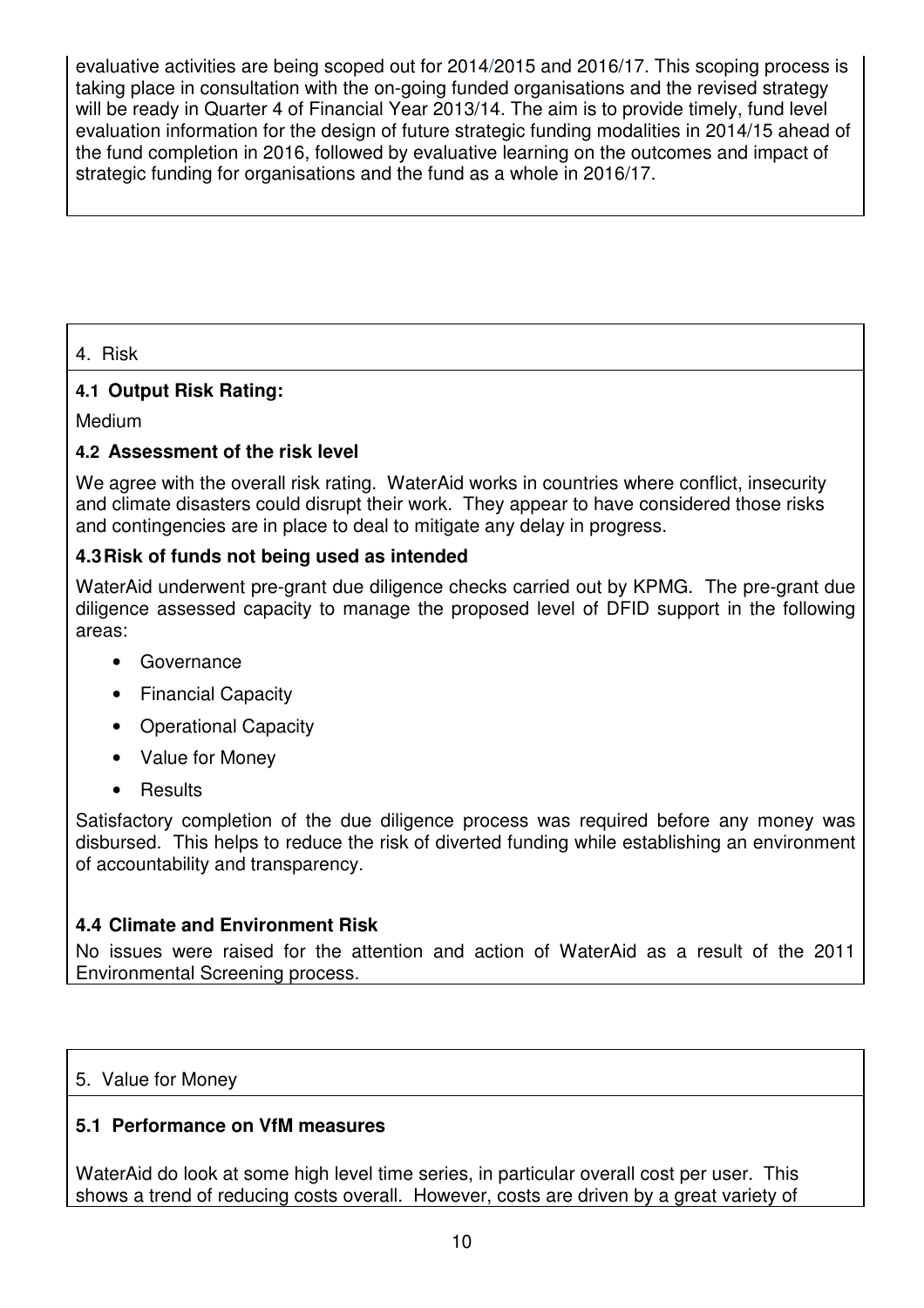evaluative activities are being scoped out for 2014/2015 and 2016/17. This scoping process is taking place in consultation with the on-going funded organisations and the revised strategy will be ready in Quarter 4 of Financial Year 2013/14. The aim is to provide timely, fund level evaluation information for the design of future strategic funding modalities in 2014/15 ahead of the fund completion in 2016, followed by evaluative learning on the outcomes and impact of strategic funding for organisations and the fund as a whole in 2016/17.

## 4. Risk

### 4.1 Output Risk Rating:

Medium

### 4.2 Assessment of the risk level

We agree with the overall risk rating. WaterAid works in countries where conflict, insecurity and climate disasters could disrupt their work. They appear to have considered those risks and contingencies are in place to deal to mitigate any delay in progress.

### 4.3 Risk of funds not being used as intended

WaterAid underwent pre-grant due diligence checks carried out by KPMG. The pre-grant due diligence assessed capacity to manage the proposed level of DFID support in the following areas:

- Governance
- Financial Capacity
- Operational Capacity
- Value for Money
- Results

Satisfactory completion of the due diligence process was required before any money was disbursed. This helps to reduce the risk of diverted funding while establishing an environment of accountability and transparency.

### 4.4 Climate and Environment Risk

No issues were raised for the attention and action of WaterAid as a result of the 2011 Environmental Screening process.

## 5. Value for Money

### 5.1 Performance on VfM measures

WaterAid do look at some high level time series, in particular overall cost per user. This shows a trend of reducing costs overall. However, costs are driven by a great variety of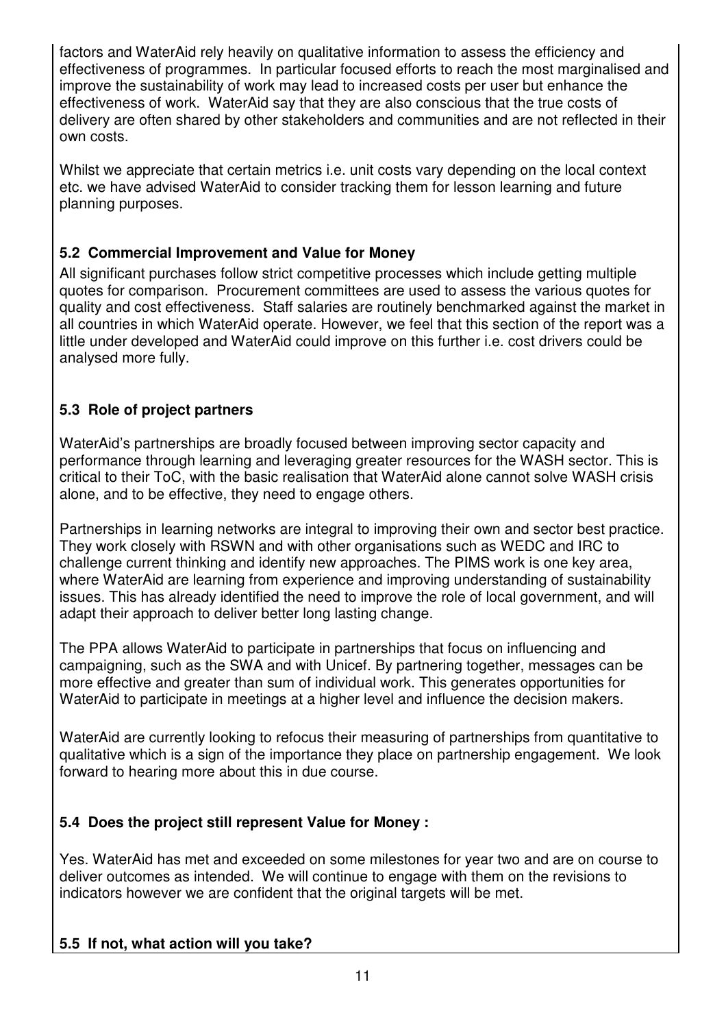factors and WaterAid rely heavily on qualitative information to assess the efficiency and effectiveness of programmes. In particular focused efforts to reach the most marginalised and improve the sustainability of work may lead to increased costs per user but enhance the effectiveness of work. WaterAid say that they are also conscious that the true costs of delivery are often shared by other stakeholders and communities and are not reflected in their own costs.

Whilst we appreciate that certain metrics i.e. unit costs vary depending on the local context etc. we have advised WaterAid to consider tracking them for lesson learning and future planning purposes.

### 5.2 Commercial Improvement and Value for Money

All significant purchases follow strict competitive processes which include getting multiple quotes for comparison. Procurement committees are used to assess the various quotes for quality and cost effectiveness. Staff salaries are routinely benchmarked against the market in all countries in which WaterAid operate. However, we feel that this section of the report was a little under developed and WaterAid could improve on this further i.e. cost drivers could be analysed more fully.

### 5.3 Role of project partners

WaterAid's partnerships are broadly focused between improving sector capacity and performance through learning and leveraging greater resources for the WASH sector. This is critical to their ToC, with the basic realisation that WaterAid alone cannot solve WASH crisis alone, and to be effective, they need to engage others.

Partnerships in learning networks are integral to improving their own and sector best practice. They work closely with RSWN and with other organisations such as WEDC and IRC to challenge current thinking and identify new approaches. The PIMS work is one key area, where WaterAid are learning from experience and improving understanding of sustainability issues. This has already identified the need to improve the role of local government, and will adapt their approach to deliver better long lasting change.

The PPA allows WaterAid to participate in partnerships that focus on influencing and campaigning, such as the SWA and with Unicef. By partnering together, messages can be more effective and greater than sum of individual work. This generates opportunities for WaterAid to participate in meetings at a higher level and influence the decision makers.

WaterAid are currently looking to refocus their measuring of partnerships from quantitative to qualitative which is a sign of the importance they place on partnership engagement. We look forward to hearing more about this in due course.

### 5.4 Does the project still represent Value for Money :

Yes. WaterAid has met and exceeded on some milestones for year two and are on course to deliver outcomes as intended. We will continue to engage with them on the revisions to indicators however we are confident that the original targets will be met.

### 5.5 If not, what action will you take?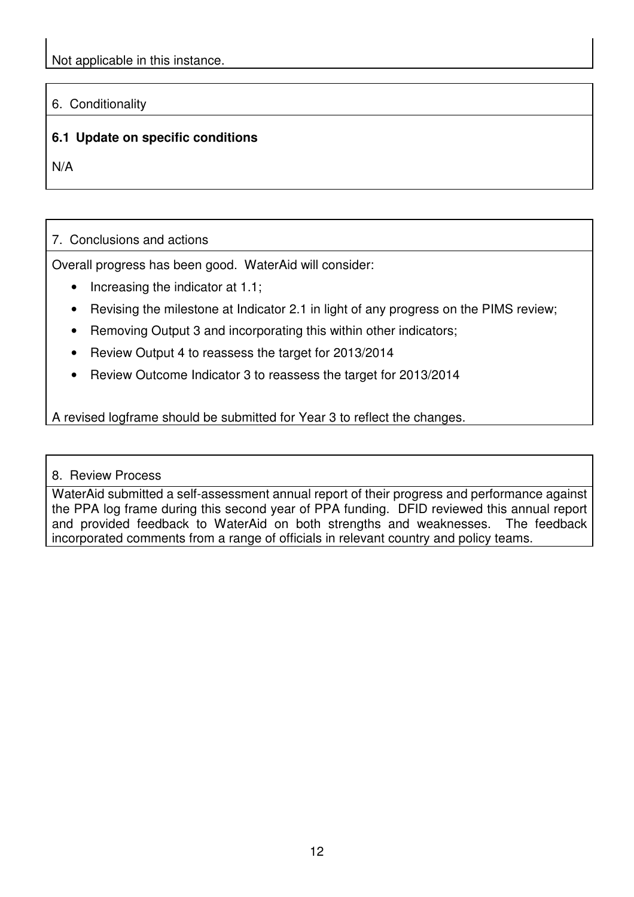Not applicable in this instance.

## 6. Conditionality

### 6.1 Update on specific conditions

N/A

## 7. Conclusions and actions

Overall progress has been good. WaterAid will consider:

- Increasing the indicator at 1.1;
- Revising the milestone at Indicator 2.1 in light of any progress on the PIMS review;
- Removing Output 3 and incorporating this within other indicators;
- Review Output 4 to reassess the target for 2013/2014
- Review Outcome Indicator 3 to reassess the target for 2013/2014

A revised logframe should be submitted for Year 3 to reflect the changes.

## 8. Review Process

WaterAid submitted a self-assessment annual report of their progress and performance against the PPA log frame during this second year of PPA funding. DFID reviewed this annual report and provided feedback to WaterAid on both strengths and weaknesses. The feedback incorporated comments from a range of officials in relevant country and policy teams.